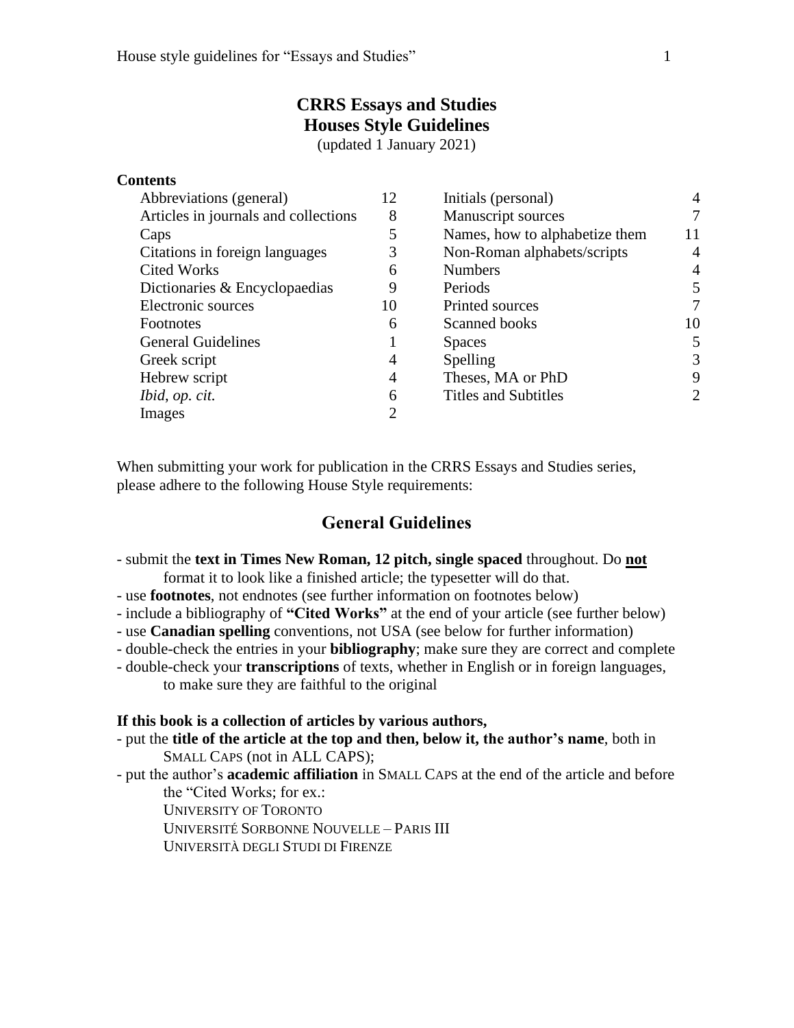# CRRS Essays and Studies
# Houses Style Guidelines

(updated 1 January 2021)

**Contents**

| | | | |
|---|---|---|---|
| Abbreviations (general) | 12 | Initials (personal) | 4 |
| Articles in journals and collections | 8 | Manuscript sources | 7 |
| Caps | 5 | Names, how to alphabetize them | 11 |
| Citations in foreign languages | 3 | Non-Roman alphabets/scripts | 4 |
| Cited Works | 6 | Numbers | 4 |
| Dictionaries & Encyclopaedias | 9 | Periods | 5 |
| Electronic sources | 10 | Printed sources | 7 |
| Footnotes | 6 | Scanned books | 10 |
| General Guidelines | 1 | Spaces | 5 |
| Greek script | 4 | Spelling | 3 |
| Hebrew script | 4 | Theses, MA or PhD | 9 |
| *Ibid*, *op. cit.* | 6 | Titles and Subtitles | 2 |
| Images | 2 | | |

When submitting your work for publication in the CRRS Essays and Studies series, please adhere to the following House Style requirements:

## General Guidelines

- submit the **text in Times New Roman, 12 pitch, single spaced** throughout. Do **not** format it to look like a finished article; the typesetter will do that.
- use **footnotes**, not endnotes (see further information on footnotes below)
- include a bibliography of **"Cited Works"** at the end of your article (see further below)
- use **Canadian spelling** conventions, not USA (see below for further information)
- double-check the entries in your **bibliography**; make sure they are correct and complete
- double-check your **transcriptions** of texts, whether in English or in foreign languages, to make sure they are faithful to the original

**If this book is a collection of articles by various authors,**

- put the **title of the article at the top and then, below it, the author's name**, both in SMALL CAPS (not in ALL CAPS);
- put the author's **academic affiliation** in SMALL CAPS at the end of the article and before the "Cited Works; for ex.:

  UNIVERSITY OF TORONTO
  UNIVERSITÉ SORBONNE NOUVELLE – PARIS III
  UNIVERSITÀ DEGLI STUDI DI FIRENZE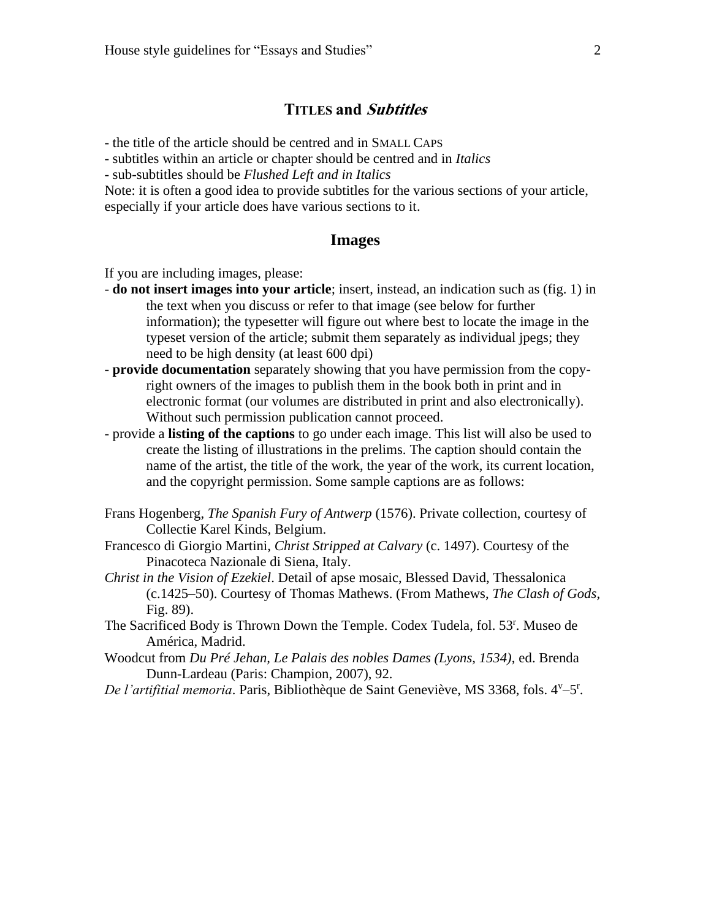## Titles and *Subtitles*

- the title of the article should be centred and in SMALL CAPS
- subtitles within an article or chapter should be centred and in *Italics*
- sub-subtitles should be *Flushed Left and in Italics*

Note: it is often a good idea to provide subtitles for the various sections of your article, especially if your article does have various sections to it.

## Images

If you are including images, please:

- **do not insert images into your article**; insert, instead, an indication such as (fig. 1) in the text when you discuss or refer to that image (see below for further information); the typesetter will figure out where best to locate the image in the typeset version of the article; submit them separately as individual jpegs; they need to be high density (at least 600 dpi)
- **provide documentation** separately showing that you have permission from the copy-right owners of the images to publish them in the book both in print and in electronic format (our volumes are distributed in print and also electronically). Without such permission publication cannot proceed.
- provide a **listing of the captions** to go under each image. This list will also be used to create the listing of illustrations in the prelims. The caption should contain the name of the artist, the title of the work, the year of the work, its current location, and the copyright permission. Some sample captions are as follows:

Frans Hogenberg, *The Spanish Fury of Antwerp* (1576). Private collection, courtesy of Collectie Karel Kinds, Belgium.

Francesco di Giorgio Martini, *Christ Stripped at Calvary* (c. 1497). Courtesy of the Pinacoteca Nazionale di Siena, Italy.

*Christ in the Vision of Ezekiel*. Detail of apse mosaic, Blessed David, Thessalonica (c.1425–50). Courtesy of Thomas Mathews. (From Mathews, *The Clash of Gods*, Fig. 89).

The Sacrificed Body is Thrown Down the Temple. Codex Tudela, fol. 53$^{r}$. Museo de América, Madrid.

Woodcut from *Du Pré Jehan, Le Palais des nobles Dames (Lyons, 1534)*, ed. Brenda Dunn-Lardeau (Paris: Champion, 2007), 92.

*De l'artifitial memoria*. Paris, Bibliothèque de Saint Geneviève, MS 3368, fols. 4$^{v}$–5$^{r}$.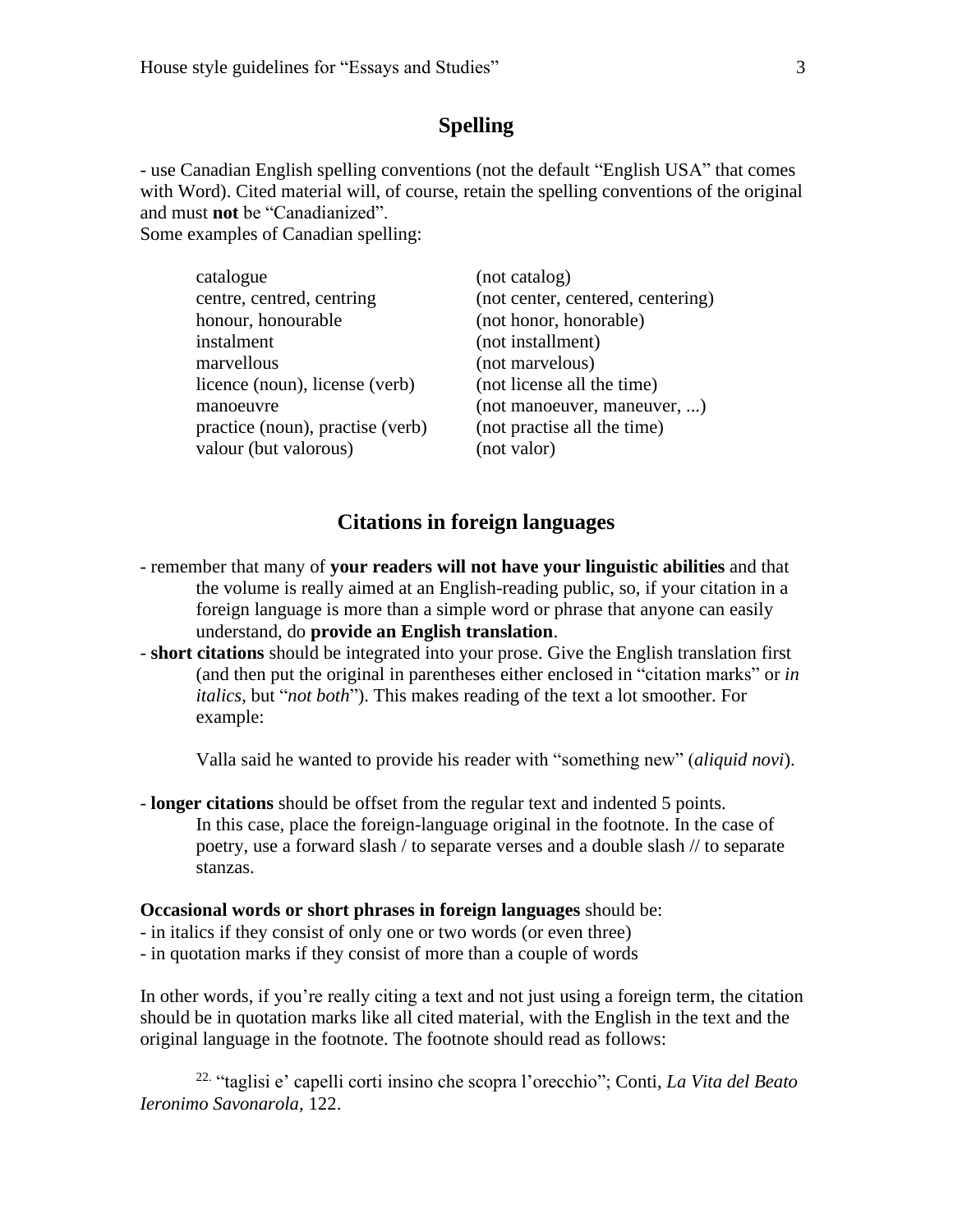## Spelling

- use Canadian English spelling conventions (not the default "English USA" that comes with Word). Cited material will, of course, retain the spelling conventions of the original and must **not** be "Canadianized".
Some examples of Canadian spelling:

| | |
|---|---|
| catalogue | (not catalog) |
| centre, centred, centring | (not center, centered, centering) |
| honour, honourable | (not honor, honorable) |
| instalment | (not installment) |
| marvellous | (not marvelous) |
| licence (noun), license (verb) | (not license all the time) |
| manoeuvre | (not manoeuver, maneuver, ...) |
| practice (noun), practise (verb) | (not practise all the time) |
| valour (but valorous) | (not valor) |

## Citations in foreign languages

- remember that many of **your readers will not have your linguistic abilities** and that the volume is really aimed at an English-reading public, so, if your citation in a foreign language is more than a simple word or phrase that anyone can easily understand, do **provide an English translation**.
- **short citations** should be integrated into your prose. Give the English translation first (and then put the original in parentheses either enclosed in "citation marks" or *in italics*, but "*not both*"). This makes reading of the text a lot smoother. For example:

  Valla said he wanted to provide his reader with "something new" (*aliquid novi*).

- **longer citations** should be offset from the regular text and indented 5 points. In this case, place the foreign-language original in the footnote. In the case of poetry, use a forward slash / to separate verses and a double slash // to separate stanzas.

**Occasional words or short phrases in foreign languages** should be:
- in italics if they consist of only one or two words (or even three)
- in quotation marks if they consist of more than a couple of words

In other words, if you're really citing a text and not just using a foreign term, the citation should be in quotation marks like all cited material, with the English in the text and the original language in the footnote. The footnote should read as follows:

> [22.] "taglisi e' capelli corti insino che scopra l'orecchio"; Conti, *La Vita del Beato Ieronimo Savonarola*, 122.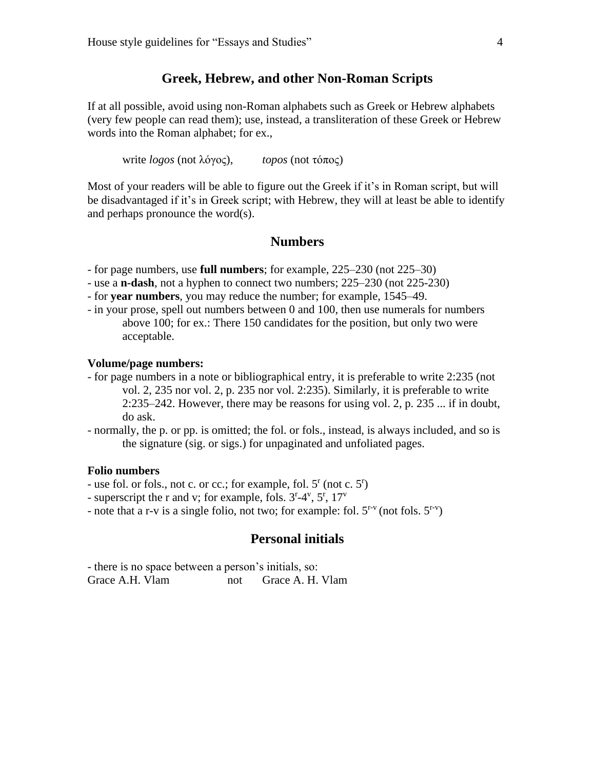## Greek, Hebrew, and other Non-Roman Scripts

If at all possible, avoid using non-Roman alphabets such as Greek or Hebrew alphabets (very few people can read them); use, instead, a transliteration of these Greek or Hebrew words into the Roman alphabet; for ex.,

write *logos* (not λόγος), *topos* (not τόπος)

Most of your readers will be able to figure out the Greek if it's in Roman script, but will be disadvantaged if it's in Greek script; with Hebrew, they will at least be able to identify and perhaps pronounce the word(s).

## Numbers

- for page numbers, use **full numbers**; for example, 225–230 (not 225–30)
- use a **n-dash**, not a hyphen to connect two numbers; 225–230 (not 225-230)
- for **year numbers**, you may reduce the number; for example, 1545–49.
- in your prose, spell out numbers between 0 and 100, then use numerals for numbers above 100; for ex.: There 150 candidates for the position, but only two were acceptable.

**Volume/page numbers:**

- for page numbers in a note or bibliographical entry, it is preferable to write 2:235 (not vol. 2, 235 nor vol. 2, p. 235 nor vol. 2:235). Similarly, it is preferable to write 2:235–242. However, there may be reasons for using vol. 2, p. 235 ... if in doubt, do ask.
- normally, the p. or pp. is omitted; the fol. or fols., instead, is always included, and so is the signature (sig. or sigs.) for unpaginated and unfoliated pages.

**Folio numbers**

- use fol. or fols., not c. or cc.; for example, fol. $5^{r}$ (not c. $5^{r}$)
- superscript the r and v; for example, fols. $3^{r}$-$4^{v}$, $5^{r}$, $17^{v}$
- note that a r-v is a single folio, not two; for example: fol. $5^{r\text{-}v}$ (not fols. $5^{r\text{-}v}$)

## Personal initials

- there is no space between a person's initials, so:

Grace A.H. Vlam not Grace A. H. Vlam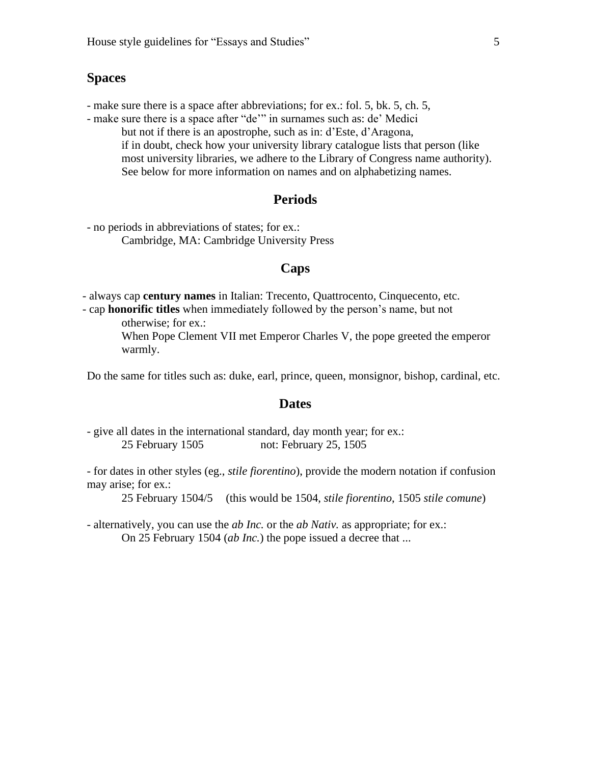## Spaces

- make sure there is a space after abbreviations; for ex.: fol. 5, bk. 5, ch. 5,
- make sure there is a space after "de'" in surnames such as: de' Medici
  but not if there is an apostrophe, such as in: d'Este, d'Aragona,
  if in doubt, check how your university library catalogue lists that person (like most university libraries, we adhere to the Library of Congress name authority).
  See below for more information on names and on alphabetizing names.

## Periods

- no periods in abbreviations of states; for ex.:
  Cambridge, MA: Cambridge University Press

## Caps

- always cap **century names** in Italian: Trecento, Quattrocento, Cinquecento, etc.
- cap **honorific titles** when immediately followed by the person's name, but not otherwise; for ex.:
  When Pope Clement VII met Emperor Charles V, the pope greeted the emperor warmly.

Do the same for titles such as: duke, earl, prince, queen, monsignor, bishop, cardinal, etc.

## Dates

- give all dates in the international standard, day month year; for ex.:
  25 February 1505 &nbsp;&nbsp;&nbsp;&nbsp; not: February 25, 1505

- for dates in other styles (eg., *stile fiorentino*), provide the modern notation if confusion may arise; for ex.:
  25 February 1504/5 &nbsp;&nbsp; (this would be 1504, *stile fiorentino*, 1505 *stile comune*)

- alternatively, you can use the *ab Inc.* or the *ab Nativ.* as appropriate; for ex.:
  On 25 February 1504 (*ab Inc.*) the pope issued a decree that ...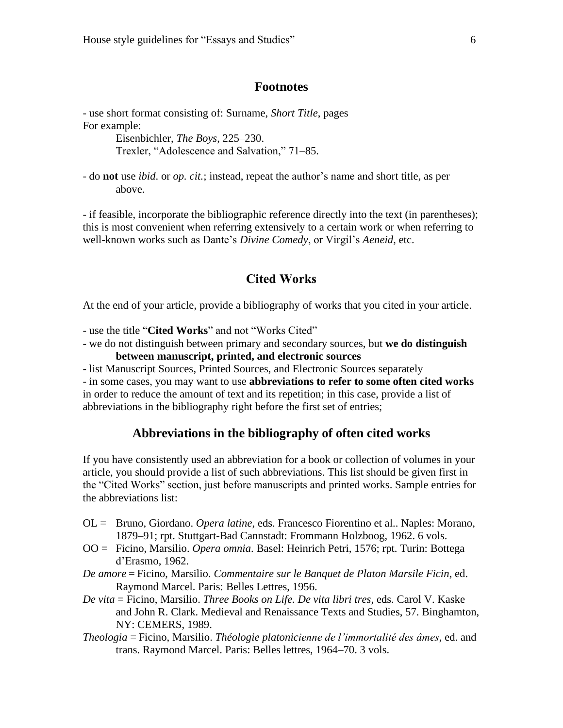## Footnotes

- use short format consisting of: Surname, *Short Title*, pages

For example:

Eisenbichler, *The Boys*, 225–230.
Trexler, "Adolescence and Salvation," 71–85.

- do **not** use *ibid.* or *op. cit.*; instead, repeat the author's name and short title, as per above.

- if feasible, incorporate the bibliographic reference directly into the text (in parentheses); this is most convenient when referring extensively to a certain work or when referring to well-known works such as Dante's *Divine Comedy*, or Virgil's *Aeneid*, etc.

## Cited Works

At the end of your article, provide a bibliography of works that you cited in your article.

- use the title "**Cited Works**" and not "Works Cited"
- we do not distinguish between primary and secondary sources, but **we do distinguish between manuscript, printed, and electronic sources**
- list Manuscript Sources, Printed Sources, and Electronic Sources separately
- in some cases, you may want to use **abbreviations to refer to some often cited works** in order to reduce the amount of text and its repetition; in this case, provide a list of abbreviations in the bibliography right before the first set of entries;

## Abbreviations in the bibliography of often cited works

If you have consistently used an abbreviation for a book or collection of volumes in your article, you should provide a list of such abbreviations. This list should be given first in the "Cited Works" section, just before manuscripts and printed works. Sample entries for the abbreviations list:

OL = Bruno, Giordano. *Opera latine*, eds. Francesco Fiorentino et al.. Naples: Morano, 1879–91; rpt. Stuttgart-Bad Cannstadt: Frommann Holzboog, 1962. 6 vols.

OO = Ficino, Marsilio. *Opera omnia*. Basel: Heinrich Petri, 1576; rpt. Turin: Bottega d'Erasmo, 1962.

*De amore* = Ficino, Marsilio. *Commentaire sur le Banquet de Platon Marsile Ficin*, ed. Raymond Marcel. Paris: Belles Lettres, 1956.

*De vita* = Ficino, Marsilio. *Three Books on Life. De vita libri tres*, eds. Carol V. Kaske and John R. Clark. Medieval and Renaissance Texts and Studies, 57. Binghamton, NY: CEMERS, 1989.

*Theologia* = Ficino, Marsilio. *Théologie platonicienne de l'immortalité des âmes*, ed. and trans. Raymond Marcel. Paris: Belles lettres, 1964–70. 3 vols.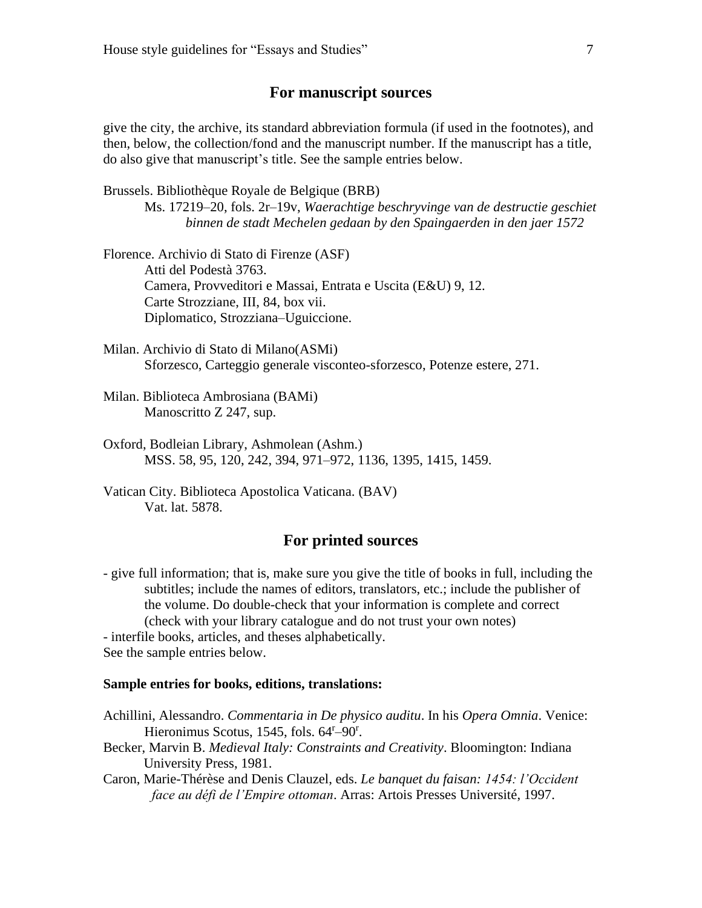## For manuscript sources

give the city, the archive, its standard abbreviation formula (if used in the footnotes), and then, below, the collection/fond and the manuscript number. If the manuscript has a title, do also give that manuscript's title. See the sample entries below.

Brussels. Bibliothèque Royale de Belgique (BRB)
Ms. 17219–20, fols. 2r–19v, *Waerachtige beschryvinge van de destructie geschiet binnen de stadt Mechelen gedaan by den Spaingaerden in den jaer 1572*

Florence. Archivio di Stato di Firenze (ASF)
Atti del Podestà 3763.
Camera, Provveditori e Massai, Entrata e Uscita (E&U) 9, 12.
Carte Strozziane, III, 84, box vii.
Diplomatico, Strozziana–Uguiccione.

Milan. Archivio di Stato di Milano(ASMi)
Sforzesco, Carteggio generale visconteo-sforzesco, Potenze estere, 271.

Milan. Biblioteca Ambrosiana (BAMi)
Manoscritto Z 247, sup.

Oxford, Bodleian Library, Ashmolean (Ashm.)
MSS. 58, 95, 120, 242, 394, 971–972, 1136, 1395, 1415, 1459.

Vatican City. Biblioteca Apostolica Vaticana. (BAV)
Vat. lat. 5878.

## For printed sources

- give full information; that is, make sure you give the title of books in full, including the subtitles; include the names of editors, translators, etc.; include the publisher of the volume. Do double-check that your information is complete and correct (check with your library catalogue and do not trust your own notes)
- interfile books, articles, and theses alphabetically.

See the sample entries below.

**Sample entries for books, editions, translations:**

Achillini, Alessandro. *Commentaria in De physico auditu*. In his *Opera Omnia*. Venice: Hieronimus Scotus, 1545, fols. $64^r$–$90^r$.

Becker, Marvin B. *Medieval Italy: Constraints and Creativity*. Bloomington: Indiana University Press, 1981.

Caron, Marie-Thérèse and Denis Clauzel, eds. *Le banquet du faisan: 1454: l'Occident face au défi de l'Empire ottoman*. Arras: Artois Presses Université, 1997.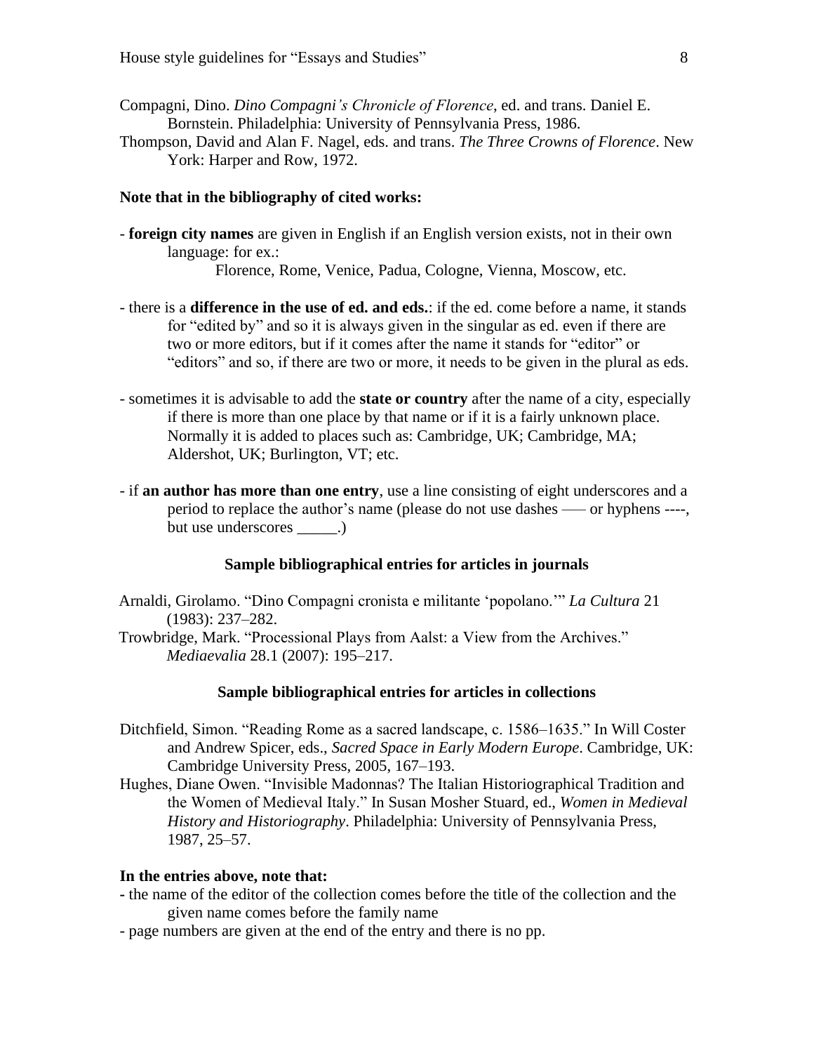Compagni, Dino. *Dino Compagni's Chronicle of Florence*, ed. and trans. Daniel E. Bornstein. Philadelphia: University of Pennsylvania Press, 1986.

Thompson, David and Alan F. Nagel, eds. and trans. *The Three Crowns of Florence*. New York: Harper and Row, 1972.

**Note that in the bibliography of cited works:**

- **foreign city names** are given in English if an English version exists, not in their own language: for ex.:

  Florence, Rome, Venice, Padua, Cologne, Vienna, Moscow, etc.

- there is a **difference in the use of ed. and eds.**: if the ed. come before a name, it stands for "edited by" and so it is always given in the singular as ed. even if there are two or more editors, but if it comes after the name it stands for "editor" or "editors" and so, if there are two or more, it needs to be given in the plural as eds.

- sometimes it is advisable to add the **state or country** after the name of a city, especially if there is more than one place by that name or if it is a fairly unknown place. Normally it is added to places such as: Cambridge, UK; Cambridge, MA; Aldershot, UK; Burlington, VT; etc.

- if **an author has more than one entry**, use a line consisting of eight underscores and a period to replace the author's name (please do not use dashes —— or hyphens ----, but use underscores _____.)

### Sample bibliographical entries for articles in journals

Arnaldi, Girolamo. "Dino Compagni cronista e militante 'popolano.'" *La Cultura* 21 (1983): 237–282.

Trowbridge, Mark. "Processional Plays from Aalst: a View from the Archives." *Mediaevalia* 28.1 (2007): 195–217.

### Sample bibliographical entries for articles in collections

Ditchfield, Simon. "Reading Rome as a sacred landscape, c. 1586–1635." In Will Coster and Andrew Spicer, eds., *Sacred Space in Early Modern Europe*. Cambridge, UK: Cambridge University Press, 2005, 167–193.

Hughes, Diane Owen. "Invisible Madonnas? The Italian Historiographical Tradition and the Women of Medieval Italy." In Susan Mosher Stuard, ed., *Women in Medieval History and Historiography*. Philadelphia: University of Pennsylvania Press, 1987, 25–57.

**In the entries above, note that:**

- the name of the editor of the collection comes before the title of the collection and the given name comes before the family name
- page numbers are given at the end of the entry and there is no pp.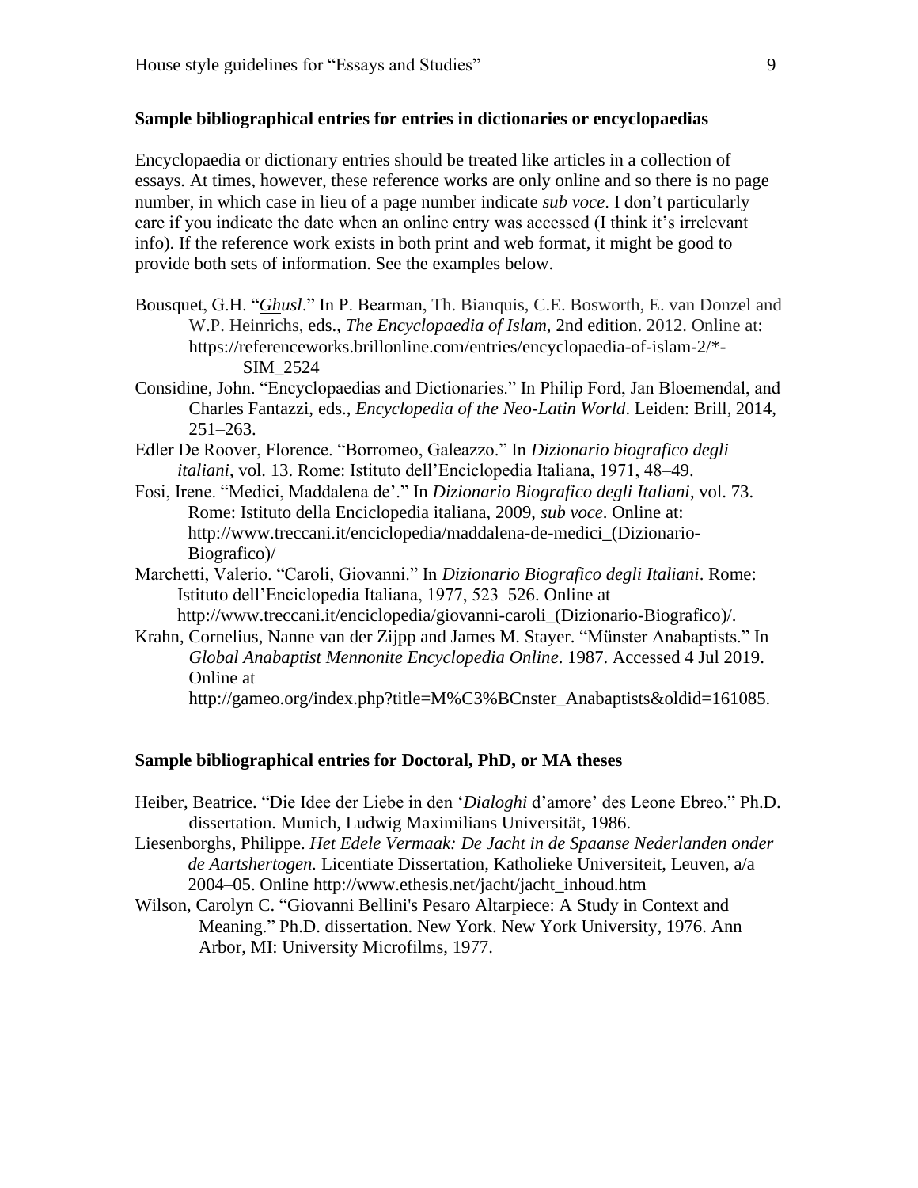**Sample bibliographical entries for entries in dictionaries or encyclopaedias**

Encyclopaedia or dictionary entries should be treated like articles in a collection of essays. At times, however, these reference works are only online and so there is no page number, in which case in lieu of a page number indicate *sub voce*. I don't particularly care if you indicate the date when an online entry was accessed (I think it's irrelevant info). If the reference work exists in both print and web format, it might be good to provide both sets of information. See the examples below.

Bousquet, G.H. "*Ghusl*." In P. Bearman, Th. Bianquis, C.E. Bosworth, E. van Donzel and W.P. Heinrichs, eds., *The Encyclopaedia of Islam*, 2nd edition. 2012. Online at: https://referenceworks.brillonline.com/entries/encyclopaedia-of-islam-2/*-SIM_2524

Considine, John. "Encyclopaedias and Dictionaries." In Philip Ford, Jan Bloemendal, and Charles Fantazzi, eds., *Encyclopedia of the Neo-Latin World*. Leiden: Brill, 2014, 251–263.

Edler De Roover, Florence. "Borromeo, Galeazzo." In *Dizionario biografico degli italiani*, vol. 13. Rome: Istituto dell'Enciclopedia Italiana, 1971, 48–49.

Fosi, Irene. "Medici, Maddalena de'." In *Dizionario Biografico degli Italiani*, vol. 73. Rome: Istituto della Enciclopedia italiana, 2009, *sub voce*. Online at: http://www.treccani.it/enciclopedia/maddalena-de-medici_(Dizionario-Biografico)/

Marchetti, Valerio. "Caroli, Giovanni." In *Dizionario Biografico degli Italiani*. Rome: Istituto dell'Enciclopedia Italiana, 1977, 523–526. Online at http://www.treccani.it/enciclopedia/giovanni-caroli_(Dizionario-Biografico)/.

Krahn, Cornelius, Nanne van der Zijpp and James M. Stayer. "Münster Anabaptists." In *Global Anabaptist Mennonite Encyclopedia Online*. 1987. Accessed 4 Jul 2019. Online at http://gameo.org/index.php?title=M%C3%BCnster_Anabaptists&oldid=161085.

**Sample bibliographical entries for Doctoral, PhD, or MA theses**

Heiber, Beatrice. "Die Idee der Liebe in den '*Dialoghi* d'amore' des Leone Ebreo." Ph.D. dissertation. Munich, Ludwig Maximilians Universität, 1986.

Liesenborghs, Philippe. *Het Edele Vermaak: De Jacht in de Spaanse Nederlanden onder de Aartshertogen.* Licentiate Dissertation, Katholieke Universiteit, Leuven, a/a 2004–05. Online http://www.ethesis.net/jacht/jacht_inhoud.htm

Wilson, Carolyn C. "Giovanni Bellini's Pesaro Altarpiece: A Study in Context and Meaning." Ph.D. dissertation. New York. New York University, 1976. Ann Arbor, MI: University Microfilms, 1977.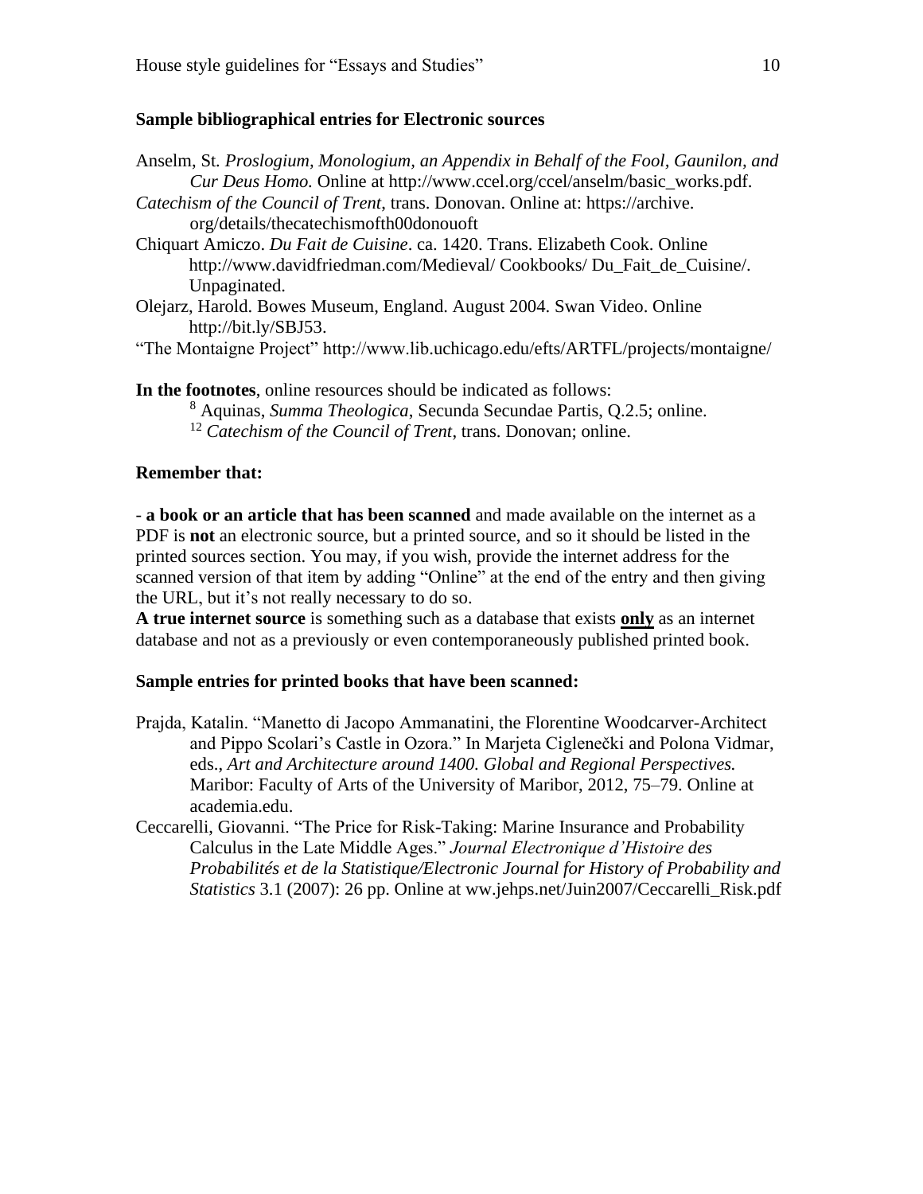**Sample bibliographical entries for Electronic sources**

Anselm, St. *Proslogium, Monologium, an Appendix in Behalf of the Fool, Gaunilon, and Cur Deus Homo.* Online at http://www.ccel.org/ccel/anselm/basic_works.pdf.

*Catechism of the Council of Trent*, trans. Donovan. Online at: https://archive. org/details/thecatechismofth00donouoft

Chiquart Amiczo. *Du Fait de Cuisine*. ca. 1420. Trans. Elizabeth Cook. Online http://www.davidfriedman.com/Medieval/ Cookbooks/ Du_Fait_de_Cuisine/. Unpaginated.

Olejarz, Harold. Bowes Museum, England. August 2004. Swan Video. Online http://bit.ly/SBJ53.

"The Montaigne Project" http://www.lib.uchicago.edu/efts/ARTFL/projects/montaigne/

**In the footnotes**, online resources should be indicated as follows:

[8] Aquinas, *Summa Theologica*, Secunda Secundae Partis, Q.2.5; online.

[12] *Catechism of the Council of Trent*, trans. Donovan; online.

**Remember that:**

- **a book or an article that has been scanned** and made available on the internet as a PDF is **not** an electronic source, but a printed source, and so it should be listed in the printed sources section. You may, if you wish, provide the internet address for the scanned version of that item by adding "Online" at the end of the entry and then giving the URL, but it's not really necessary to do so.

**A true internet source** is something such as a database that exists **only** as an internet database and not as a previously or even contemporaneously published printed book.

**Sample entries for printed books that have been scanned:**

Prajda, Katalin. "Manetto di Jacopo Ammanatini, the Florentine Woodcarver-Architect and Pippo Scolari's Castle in Ozora." In Marjeta Ciglenečki and Polona Vidmar, eds., *Art and Architecture around 1400. Global and Regional Perspectives.* Maribor: Faculty of Arts of the University of Maribor, 2012, 75–79. Online at academia.edu.

Ceccarelli, Giovanni. "The Price for Risk-Taking: Marine Insurance and Probability Calculus in the Late Middle Ages." *Journal Electronique d'Histoire des Probabilités et de la Statistique/Electronic Journal for History of Probability and Statistics* 3.1 (2007): 26 pp. Online at ww.jehps.net/Juin2007/Ceccarelli_Risk.pdf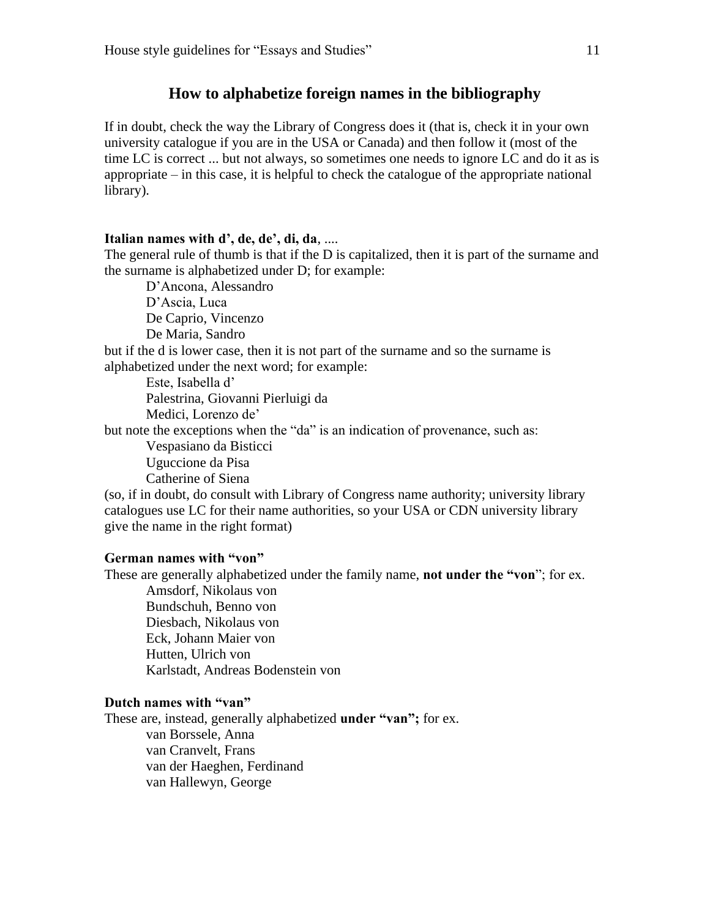## How to alphabetize foreign names in the bibliography

If in doubt, check the way the Library of Congress does it (that is, check it in your own university catalogue if you are in the USA or Canada) and then follow it (most of the time LC is correct ... but not always, so sometimes one needs to ignore LC and do it as is appropriate – in this case, it is helpful to check the catalogue of the appropriate national library).

**Italian names with d', de, de', di, da**, ....

The general rule of thumb is that if the D is capitalized, then it is part of the surname and the surname is alphabetized under D; for example:

> D'Ancona, Alessandro
> D'Ascia, Luca
> De Caprio, Vincenzo
> De Maria, Sandro

but if the d is lower case, then it is not part of the surname and so the surname is alphabetized under the next word; for example:

> Este, Isabella d'
> Palestrina, Giovanni Pierluigi da
> Medici, Lorenzo de'

but note the exceptions when the "da" is an indication of provenance, such as:

> Vespasiano da Bisticci
> Uguccione da Pisa
> Catherine of Siena

(so, if in doubt, do consult with Library of Congress name authority; university library catalogues use LC for their name authorities, so your USA or CDN university library give the name in the right format)

**German names with "von"**

These are generally alphabetized under the family name, **not under the "von**"; for ex.

> Amsdorf, Nikolaus von
> Bundschuh, Benno von
> Diesbach, Nikolaus von
> Eck, Johann Maier von
> Hutten, Ulrich von
> Karlstadt, Andreas Bodenstein von

**Dutch names with "van"**

These are, instead, generally alphabetized **under "van";** for ex.

> van Borssele, Anna
> van Cranvelt, Frans
> van der Haeghen, Ferdinand
> van Hallewyn, George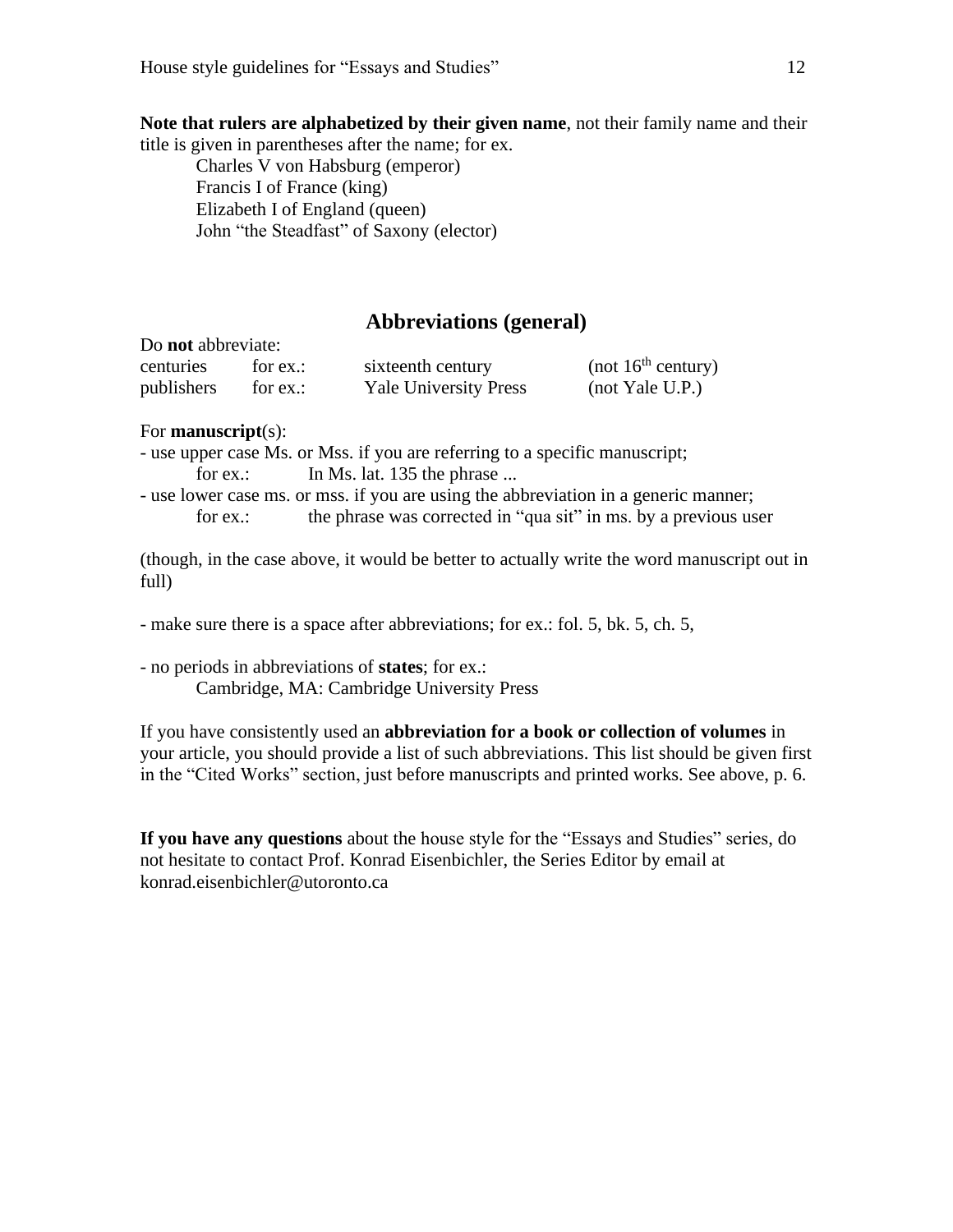**Note that rulers are alphabetized by their given name**, not their family name and their title is given in parentheses after the name; for ex.

Charles V von Habsburg (emperor)
Francis I of France (king)
Elizabeth I of England (queen)
John "the Steadfast" of Saxony (elector)

## Abbreviations (general)

Do **not** abbreviate:

| | | | |
|---|---|---|---|
| centuries | for ex.: | sixteenth century | (not $16^{th}$ century) |
| publishers | for ex.: | Yale University Press | (not Yale U.P.) |

For **manuscript**(s):

- use upper case Ms. or Mss. if you are referring to a specific manuscript;
  for ex.: In Ms. lat. 135 the phrase ...
- use lower case ms. or mss. if you are using the abbreviation in a generic manner;
  for ex.: the phrase was corrected in "qua sit" in ms. by a previous user

(though, in the case above, it would be better to actually write the word manuscript out in full)

- make sure there is a space after abbreviations; for ex.: fol. 5, bk. 5, ch. 5,

- no periods in abbreviations of **states**; for ex.:
  Cambridge, MA: Cambridge University Press

If you have consistently used an **abbreviation for a book or collection of volumes** in your article, you should provide a list of such abbreviations. This list should be given first in the "Cited Works" section, just before manuscripts and printed works. See above, p. 6.

**If you have any questions** about the house style for the "Essays and Studies" series, do not hesitate to contact Prof. Konrad Eisenbichler, the Series Editor by email at konrad.eisenbichler@utoronto.ca